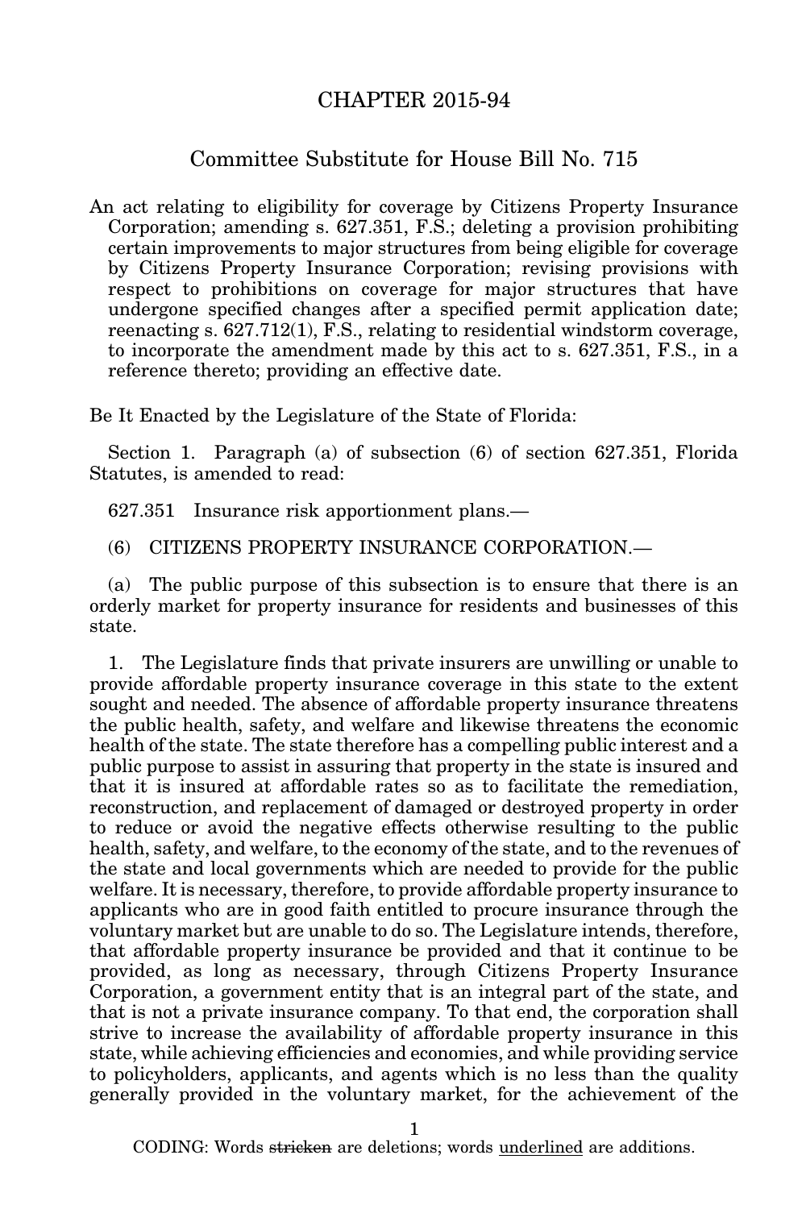# CHAPTER 2015-94

## Committee Substitute for House Bill No. 715

An act relating to eligibility for coverage by Citizens Property Insurance Corporation; amending s. 627.351, F.S.; deleting a provision prohibiting certain improvements to major structures from being eligible for coverage by Citizens Property Insurance Corporation; revising provisions with respect to prohibitions on coverage for major structures that have undergone specified changes after a specified permit application date; reenacting s. 627.712(1), F.S., relating to residential windstorm coverage, to incorporate the amendment made by this act to s. 627.351, F.S., in a reference thereto; providing an effective date.

Be It Enacted by the Legislature of the State of Florida:

Section 1. Paragraph (a) of subsection (6) of section 627.351, Florida Statutes, is amended to read:

627.351 Insurance risk apportionment plans.—

(6) CITIZENS PROPERTY INSURANCE CORPORATION.—

(a) The public purpose of this subsection is to ensure that there is an orderly market for property insurance for residents and businesses of this state.

1. The Legislature finds that private insurers are unwilling or unable to provide affordable property insurance coverage in this state to the extent sought and needed. The absence of affordable property insurance threatens the public health, safety, and welfare and likewise threatens the economic health of the state. The state therefore has a compelling public interest and a public purpose to assist in assuring that property in the state is insured and that it is insured at affordable rates so as to facilitate the remediation, reconstruction, and replacement of damaged or destroyed property in order to reduce or avoid the negative effects otherwise resulting to the public health, safety, and welfare, to the economy of the state, and to the revenues of the state and local governments which are needed to provide for the public welfare. It is necessary, therefore, to provide affordable property insurance to applicants who are in good faith entitled to procure insurance through the voluntary market but are unable to do so. The Legislature intends, therefore, that affordable property insurance be provided and that it continue to be provided, as long as necessary, through Citizens Property Insurance Corporation, a government entity that is an integral part of the state, and that is not a private insurance company. To that end, the corporation shall strive to increase the availability of affordable property insurance in this state, while achieving efficiencies and economies, and while providing service to policyholders, applicants, and agents which is no less than the quality generally provided in the voluntary market, for the achievement of the

CODING: Words ~~stricken~~ are deletions; words <u>underlined</u> are additions.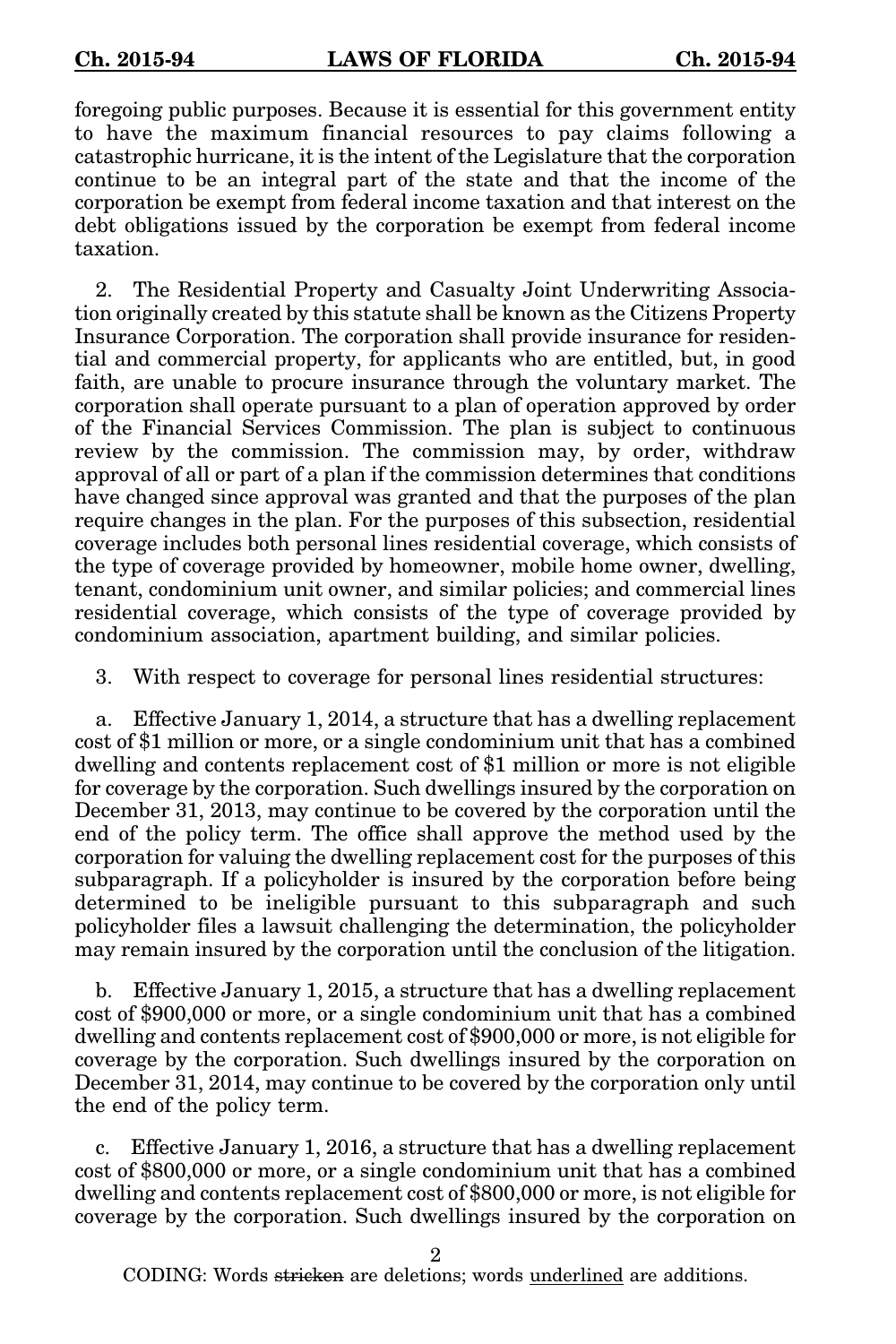foregoing public purposes. Because it is essential for this government entity to have the maximum financial resources to pay claims following a catastrophic hurricane, it is the intent of the Legislature that the corporation continue to be an integral part of the state and that the income of the corporation be exempt from federal income taxation and that interest on the debt obligations issued by the corporation be exempt from federal income taxation.

2. The Residential Property and Casualty Joint Underwriting Association originally created by this statute shall be known as the Citizens Property Insurance Corporation. The corporation shall provide insurance for residential and commercial property, for applicants who are entitled, but, in good faith, are unable to procure insurance through the voluntary market. The corporation shall operate pursuant to a plan of operation approved by order of the Financial Services Commission. The plan is subject to continuous review by the commission. The commission may, by order, withdraw approval of all or part of a plan if the commission determines that conditions have changed since approval was granted and that the purposes of the plan require changes in the plan. For the purposes of this subsection, residential coverage includes both personal lines residential coverage, which consists of the type of coverage provided by homeowner, mobile home owner, dwelling, tenant, condominium unit owner, and similar policies; and commercial lines residential coverage, which consists of the type of coverage provided by condominium association, apartment building, and similar policies.

3. With respect to coverage for personal lines residential structures:

a. Effective January 1, 2014, a structure that has a dwelling replacement cost of $1 million or more, or a single condominium unit that has a combined dwelling and contents replacement cost of $1 million or more is not eligible for coverage by the corporation. Such dwellings insured by the corporation on December 31, 2013, may continue to be covered by the corporation until the end of the policy term. The office shall approve the method used by the corporation for valuing the dwelling replacement cost for the purposes of this subparagraph. If a policyholder is insured by the corporation before being determined to be ineligible pursuant to this subparagraph and such policyholder files a lawsuit challenging the determination, the policyholder may remain insured by the corporation until the conclusion of the litigation.

b. Effective January 1, 2015, a structure that has a dwelling replacement cost of $900,000 or more, or a single condominium unit that has a combined dwelling and contents replacement cost of $900,000 or more, is not eligible for coverage by the corporation. Such dwellings insured by the corporation on December 31, 2014, may continue to be covered by the corporation only until the end of the policy term.

c. Effective January 1, 2016, a structure that has a dwelling replacement cost of $800,000 or more, or a single condominium unit that has a combined dwelling and contents replacement cost of $800,000 or more, is not eligible for coverage by the corporation. Such dwellings insured by the corporation on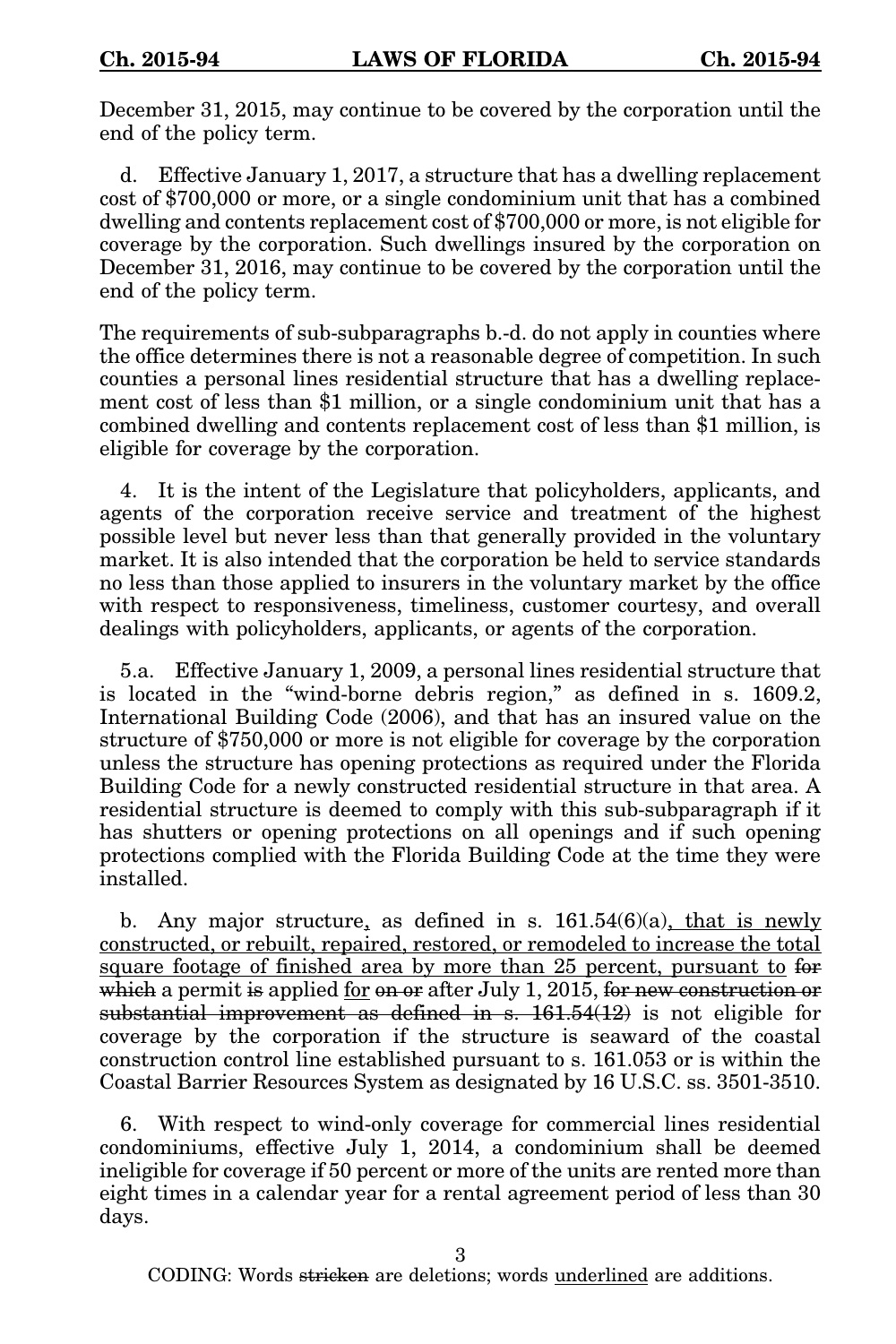December 31, 2015, may continue to be covered by the corporation until the end of the policy term.

d. Effective January 1, 2017, a structure that has a dwelling replacement cost of $700,000 or more, or a single condominium unit that has a combined dwelling and contents replacement cost of $700,000 or more, is not eligible for coverage by the corporation. Such dwellings insured by the corporation on December 31, 2016, may continue to be covered by the corporation until the end of the policy term.

The requirements of sub-subparagraphs b.-d. do not apply in counties where the office determines there is not a reasonable degree of competition. In such counties a personal lines residential structure that has a dwelling replacement cost of less than $1 million, or a single condominium unit that has a combined dwelling and contents replacement cost of less than $1 million, is eligible for coverage by the corporation.

4. It is the intent of the Legislature that policyholders, applicants, and agents of the corporation receive service and treatment of the highest possible level but never less than that generally provided in the voluntary market. It is also intended that the corporation be held to service standards no less than those applied to insurers in the voluntary market by the office with respect to responsiveness, timeliness, customer courtesy, and overall dealings with policyholders, applicants, or agents of the corporation.

5.a. Effective January 1, 2009, a personal lines residential structure that is located in the "wind-borne debris region," as defined in s. 1609.2, International Building Code (2006), and that has an insured value on the structure of $750,000 or more is not eligible for coverage by the corporation unless the structure has opening protections as required under the Florida Building Code for a newly constructed residential structure in that area. A residential structure is deemed to comply with this sub-subparagraph if it has shutters or opening protections on all openings and if such opening protections complied with the Florida Building Code at the time they were installed.

b. Any major structure<u>,</u> as defined in s. 161.54(6)(a)<u>, that is newly constructed, or rebuilt, repaired, restored, or remodeled to increase the total square footage of finished area by more than 25 percent, pursuant to</u> ~~for which~~ a permit ~~is~~ applied <u>for</u> ~~on or~~ after July 1, 2015, ~~for new construction or substantial improvement as defined in s. 161.54(12)~~ is not eligible for coverage by the corporation if the structure is seaward of the coastal construction control line established pursuant to s. 161.053 or is within the Coastal Barrier Resources System as designated by 16 U.S.C. ss. 3501-3510.

6. With respect to wind-only coverage for commercial lines residential condominiums, effective July 1, 2014, a condominium shall be deemed ineligible for coverage if 50 percent or more of the units are rented more than eight times in a calendar year for a rental agreement period of less than 30 days.

CODING: Words ~~stricken~~ are deletions; words <u>underlined</u> are additions.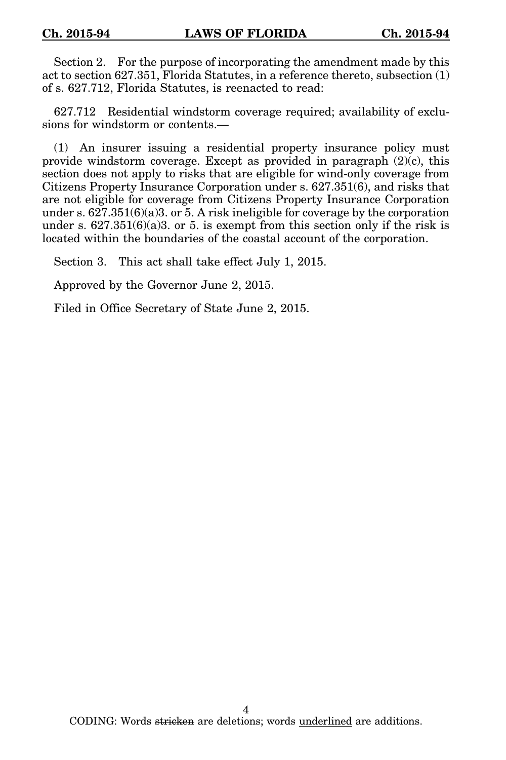Section 2. For the purpose of incorporating the amendment made by this act to section 627.351, Florida Statutes, in a reference thereto, subsection (1) of s. 627.712, Florida Statutes, is reenacted to read:

627.712 Residential windstorm coverage required; availability of exclusions for windstorm or contents.—

(1) An insurer issuing a residential property insurance policy must provide windstorm coverage. Except as provided in paragraph (2)(c), this section does not apply to risks that are eligible for wind-only coverage from Citizens Property Insurance Corporation under s. 627.351(6), and risks that are not eligible for coverage from Citizens Property Insurance Corporation under s. 627.351(6)(a)3. or 5. A risk ineligible for coverage by the corporation under s. 627.351(6)(a)3. or 5. is exempt from this section only if the risk is located within the boundaries of the coastal account of the corporation.

Section 3. This act shall take effect July 1, 2015.

Approved by the Governor June 2, 2015.

Filed in Office Secretary of State June 2, 2015.

CODING: Words ~~stricken~~ are deletions; words underlined are additions.